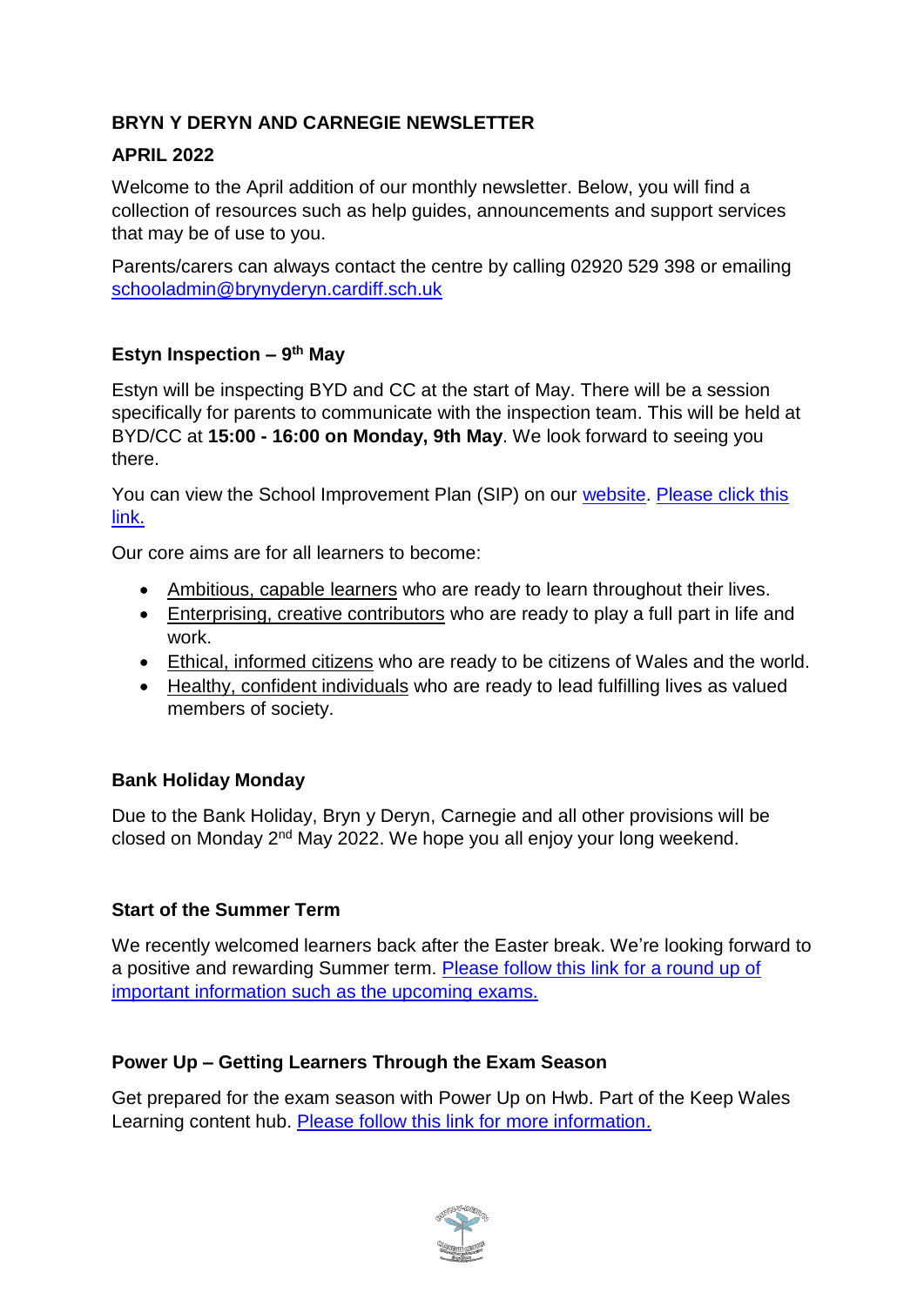**BRYN Y DERYN AND CARNEGIE NEWSLETTER**

**APRIL 2022**

Welcome to the April addition of our monthly newsletter. Below, you will find a collection of resources such as help guides, announcements and support services that may be of use to you.

Parents/carers can always contact the centre by calling 02920 529 398 or emailing schooladmin@brynyderyn.cardiff.sch.uk

**Estyn Inspection – 9th May**

Estyn will be inspecting BYD and CC at the start of May. There will be a session specifically for parents to communicate with the inspection team. This will be held at BYD/CC at **15:00 - 16:00 on Monday, 9th May**. We look forward to seeing you there.

You can view the School Improvement Plan (SIP) on our website. Please click this link.

Our core aims are for all learners to become:

- Ambitious, capable learners who are ready to learn throughout their lives.
- Enterprising, creative contributors who are ready to play a full part in life and work.
- Ethical, informed citizens who are ready to be citizens of Wales and the world.
- Healthy, confident individuals who are ready to lead fulfilling lives as valued members of society.

**Bank Holiday Monday**

Due to the Bank Holiday, Bryn y Deryn, Carnegie and all other provisions will be closed on Monday 2nd May 2022. We hope you all enjoy your long weekend.

**Start of the Summer Term**

We recently welcomed learners back after the Easter break. We're looking forward to a positive and rewarding Summer term. Please follow this link for a round up of important information such as the upcoming exams.

**Power Up – Getting Learners Through the Exam Season**

Get prepared for the exam season with Power Up on Hwb. Part of the Keep Wales Learning content hub. Please follow this link for more information.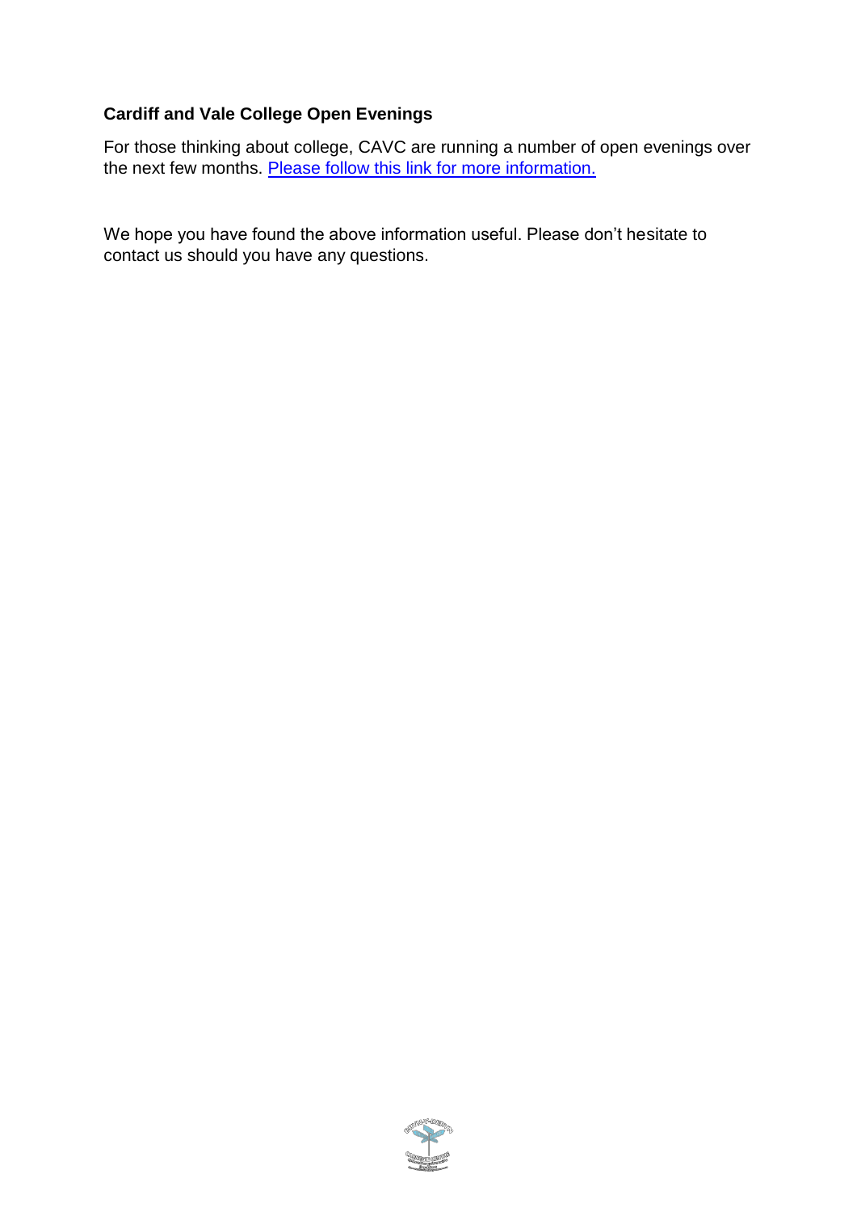**Cardiff and Vale College Open Evenings**

For those thinking about college, CAVC are running a number of open evenings over the next few months. Please follow this link for more information.

We hope you have found the above information useful. Please don't hesitate to contact us should you have any questions.